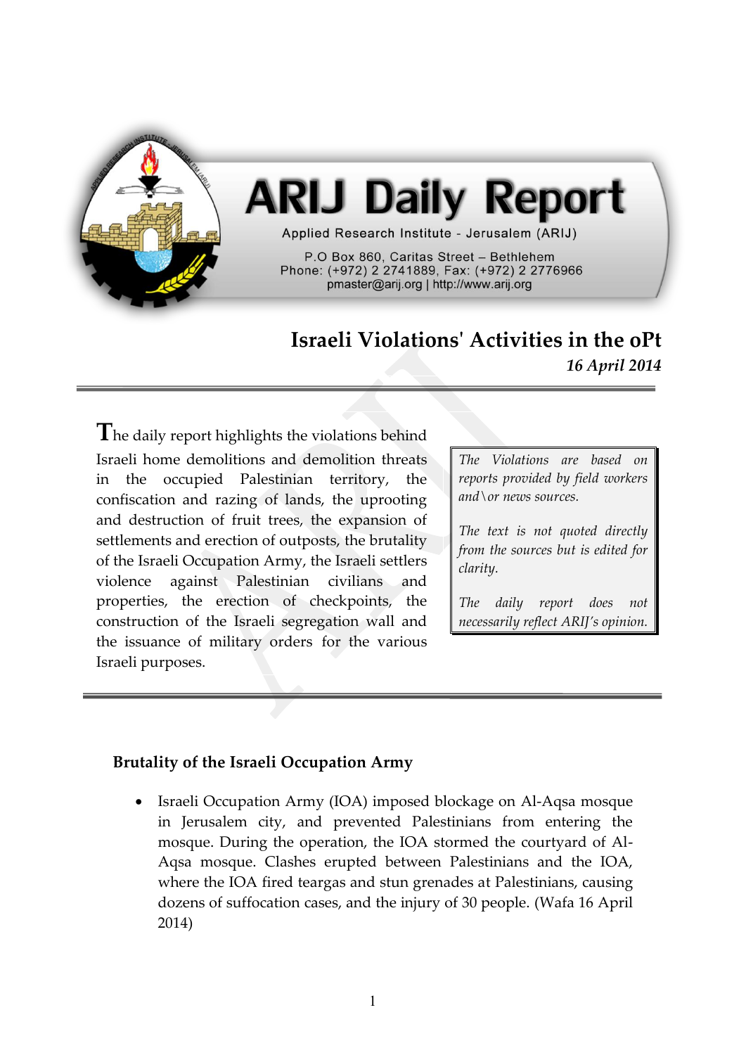# ARIJ Daily Report

Applied Research Institute - Jerusalem (ARIJ)

P.O Box 860, Caritas Street – Bethlehem
Phone: (+972) 2 2741889, Fax: (+972) 2 2776966
pmaster@arij.org | http://www.arij.org

## Israeli Violations' Activities in the oPt

***16 April 2014***

The daily report highlights the violations behind Israeli home demolitions and demolition threats in the occupied Palestinian territory, the confiscation and razing of lands, the uprooting and destruction of fruit trees, the expansion of settlements and erection of outposts, the brutality of the Israeli Occupation Army, the Israeli settlers violence against Palestinian civilians and properties, the erection of checkpoints, the construction of the Israeli segregation wall and the issuance of military orders for the various Israeli purposes.

*The Violations are based on reports provided by field workers and\or news sources.*

*The text is not quoted directly from the sources but is edited for clarity.*

*The daily report does not necessarily reflect ARIJ's opinion.*

### Brutality of the Israeli Occupation Army

- Israeli Occupation Army (IOA) imposed blockage on Al-Aqsa mosque in Jerusalem city, and prevented Palestinians from entering the mosque. During the operation, the IOA stormed the courtyard of Al-Aqsa mosque. Clashes erupted between Palestinians and the IOA, where the IOA fired teargas and stun grenades at Palestinians, causing dozens of suffocation cases, and the injury of 30 people. (Wafa 16 April 2014)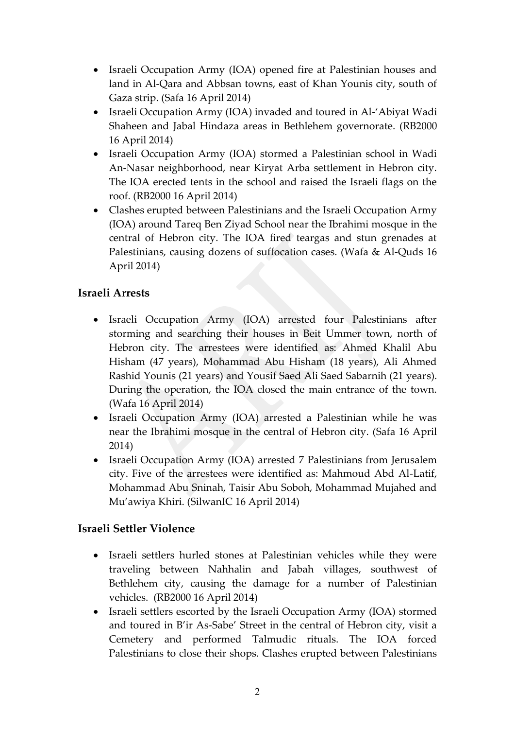- Israeli Occupation Army (IOA) opened fire at Palestinian houses and land in Al-Qara and Abbsan towns, east of Khan Younis city, south of Gaza strip. (Safa 16 April 2014)
- Israeli Occupation Army (IOA) invaded and toured in Al-'Abiyat Wadi Shaheen and Jabal Hindaza areas in Bethlehem governorate. (RB2000 16 April 2014)
- Israeli Occupation Army (IOA) stormed a Palestinian school in Wadi An-Nasar neighborhood, near Kiryat Arba settlement in Hebron city. The IOA erected tents in the school and raised the Israeli flags on the roof. (RB2000 16 April 2014)
- Clashes erupted between Palestinians and the Israeli Occupation Army (IOA) around Tareq Ben Ziyad School near the Ibrahimi mosque in the central of Hebron city. The IOA fired teargas and stun grenades at Palestinians, causing dozens of suffocation cases. (Wafa & Al-Quds 16 April 2014)

### Israeli Arrests

- Israeli Occupation Army (IOA) arrested four Palestinians after storming and searching their houses in Beit Ummer town, north of Hebron city. The arrestees were identified as: Ahmed Khalil Abu Hisham (47 years), Mohammad Abu Hisham (18 years), Ali Ahmed Rashid Younis (21 years) and Yousif Saed Ali Saed Sabarnih (21 years). During the operation, the IOA closed the main entrance of the town. (Wafa 16 April 2014)
- Israeli Occupation Army (IOA) arrested a Palestinian while he was near the Ibrahimi mosque in the central of Hebron city. (Safa 16 April 2014)
- Israeli Occupation Army (IOA) arrested 7 Palestinians from Jerusalem city. Five of the arrestees were identified as: Mahmoud Abd Al-Latif, Mohammad Abu Sninah, Taisir Abu Soboh, Mohammad Mujahed and Mu'awiya Khiri. (SilwanIC 16 April 2014)

### Israeli Settler Violence

- Israeli settlers hurled stones at Palestinian vehicles while they were traveling between Nahhalin and Jabah villages, southwest of Bethlehem city, causing the damage for a number of Palestinian vehicles. (RB2000 16 April 2014)
- Israeli settlers escorted by the Israeli Occupation Army (IOA) stormed and toured in B'ir As-Sabe' Street in the central of Hebron city, visit a Cemetery and performed Talmudic rituals. The IOA forced Palestinians to close their shops. Clashes erupted between Palestinians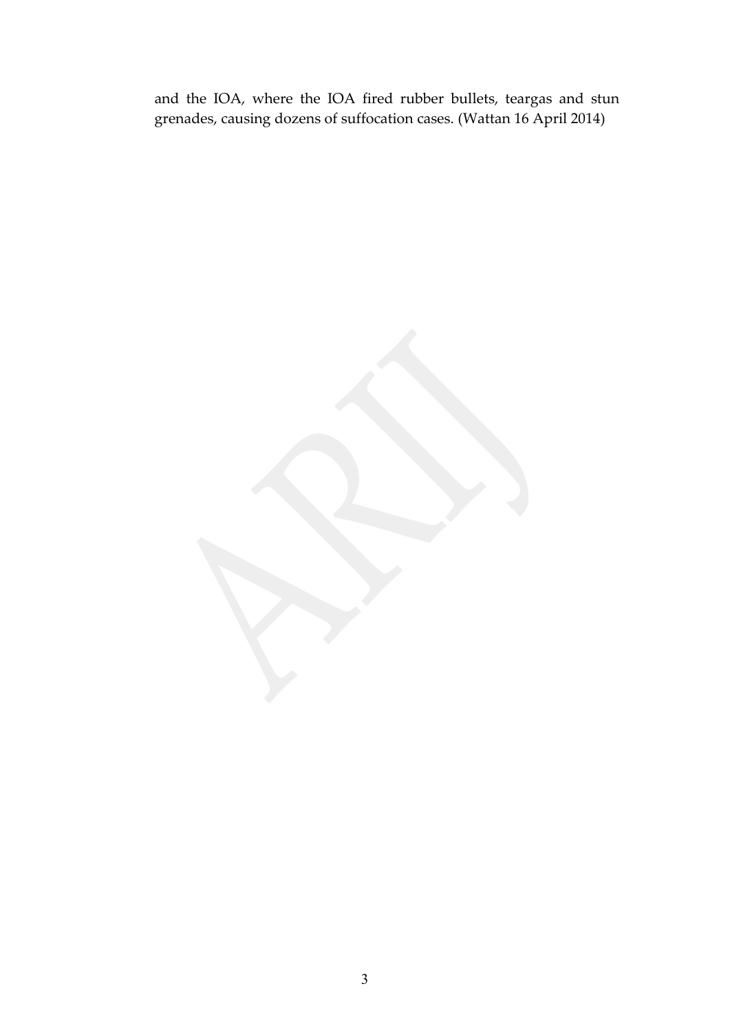and the IOA, where the IOA fired rubber bullets, teargas and stun grenades, causing dozens of suffocation cases. (Wattan 16 April 2014)